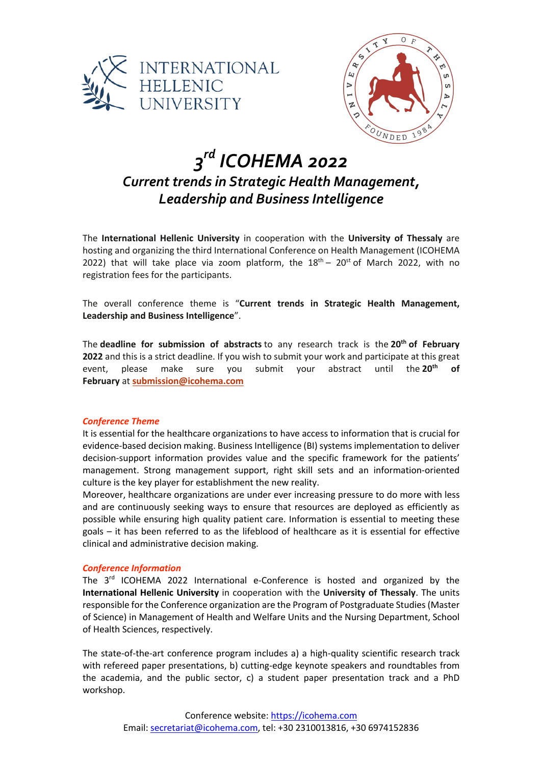INTERNATIONAL HELLENIC UNIVERSITY

UNIVERSITY OF THESSALY FOUNDED 1984

# *3rd ICOHEMA 2022*

## *Current trends in Strategic Health Management, Leadership and Business Intelligence*

The **International Hellenic University** in cooperation with the **University of Thessaly** are hosting and organizing the third International Conference on Health Management (ICOHEMA 2022) that will take place via zoom platform, the 18th – 20st of March 2022, with no registration fees for the participants.

The overall conference theme is "**Current trends in Strategic Health Management, Leadership and Business Intelligence**".

The **deadline for submission of abstracts** to any research track is the **20th of February 2022** and this is a strict deadline. If you wish to submit your work and participate at this great event, please make sure you submit your abstract until the **20th of February** at **submission@icohema.com**

### *Conference Theme*

It is essential for the healthcare organizations to have access to information that is crucial for evidence-based decision making. Business Intelligence (BI) systems implementation to deliver decision-support information provides value and the specific framework for the patients' management. Strong management support, right skill sets and an information-oriented culture is the key player for establishment the new reality.

Moreover, healthcare organizations are under ever increasing pressure to do more with less and are continuously seeking ways to ensure that resources are deployed as efficiently as possible while ensuring high quality patient care. Information is essential to meeting these goals – it has been referred to as the lifeblood of healthcare as it is essential for effective clinical and administrative decision making.

### *Conference Information*

The 3rd ICOHEMA 2022 International e-Conference is hosted and organized by the **International Hellenic University** in cooperation with the **University of Thessaly**. The units responsible for the Conference organization are the Program of Postgraduate Studies (Master of Science) in Management of Health and Welfare Units and the Nursing Department, School of Health Sciences, respectively.

The state-of-the-art conference program includes a) a high-quality scientific research track with refereed paper presentations, b) cutting-edge keynote speakers and roundtables from the academia, and the public sector, c) a student paper presentation track and a PhD workshop.

Conference website: https://icohema.com
Email: secretariat@icohema.com, tel: +30 2310013816, +30 6974152836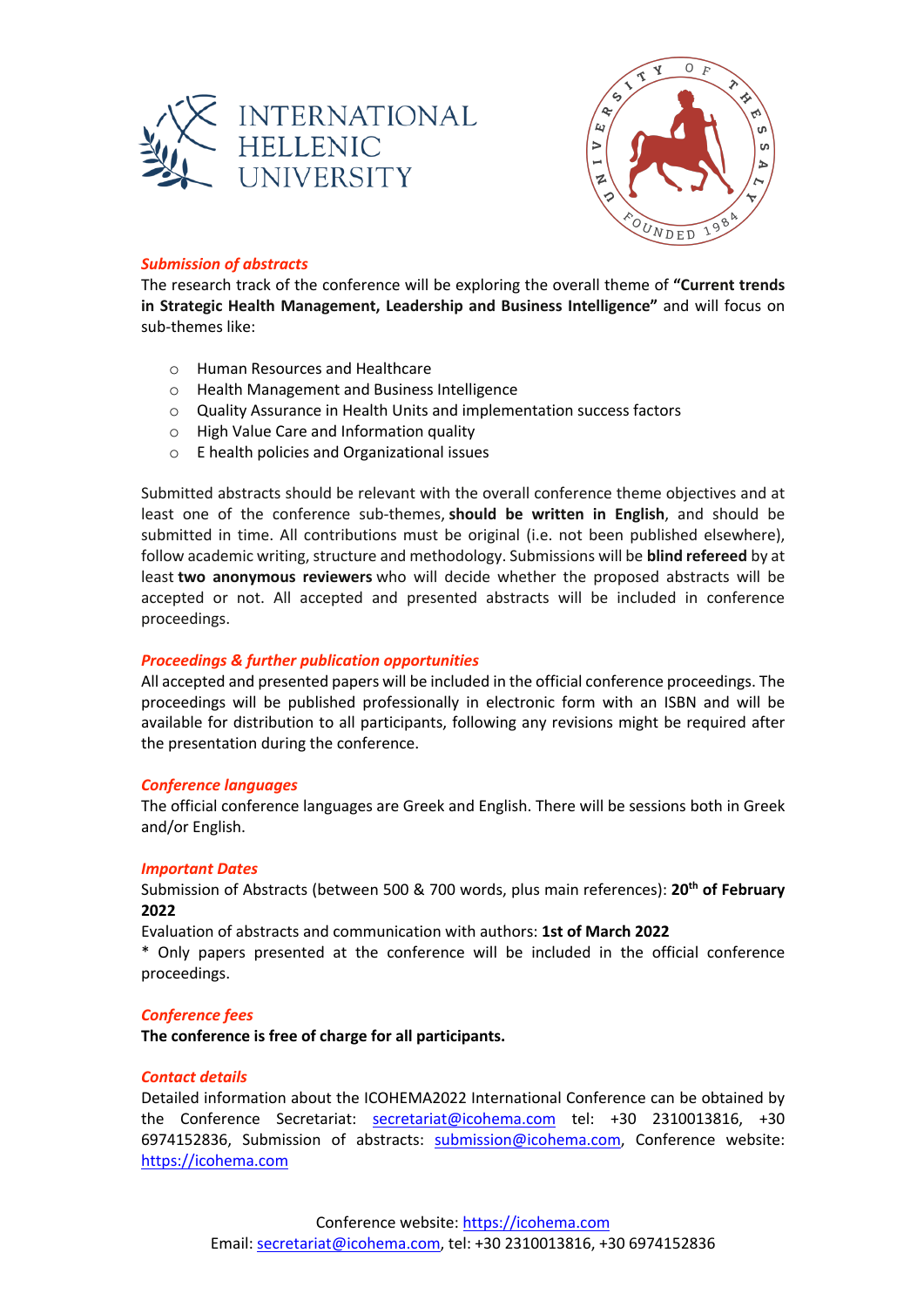INTERNATIONAL HELLENIC UNIVERSITY

UNIVERSITY OF THESSALY FOUNDED 1984

### *Submission of abstracts*

The research track of the conference will be exploring the overall theme of **"Current trends in Strategic Health Management, Leadership and Business Intelligence"** and will focus on sub-themes like:

- Human Resources and Healthcare
- Health Management and Business Intelligence
- Quality Assurance in Health Units and implementation success factors
- High Value Care and Information quality
- E health policies and Organizational issues

Submitted abstracts should be relevant with the overall conference theme objectives and at least one of the conference sub-themes, **should be written in English**, and should be submitted in time. All contributions must be original (i.e. not been published elsewhere), follow academic writing, structure and methodology. Submissions will be **blind refereed** by at least **two anonymous reviewers** who will decide whether the proposed abstracts will be accepted or not. All accepted and presented abstracts will be included in conference proceedings.

### *Proceedings & further publication opportunities*

All accepted and presented papers will be included in the official conference proceedings. The proceedings will be published professionally in electronic form with an ISBN and will be available for distribution to all participants, following any revisions might be required after the presentation during the conference.

### *Conference languages*

The official conference languages are Greek and English. There will be sessions both in Greek and/or English.

### *Important Dates*

Submission of Abstracts (between 500 & 700 words, plus main references): **20th of February 2022**

Evaluation of abstracts and communication with authors: **1st of March 2022**

\* Only papers presented at the conference will be included in the official conference proceedings.

### *Conference fees*

**The conference is free of charge for all participants.**

### *Contact details*

Detailed information about the ICOHEMA2022 International Conference can be obtained by the Conference Secretariat: secretariat@icohema.com tel: +30 2310013816, +30 6974152836, Submission of abstracts: submission@icohema.com, Conference website: https://icohema.com